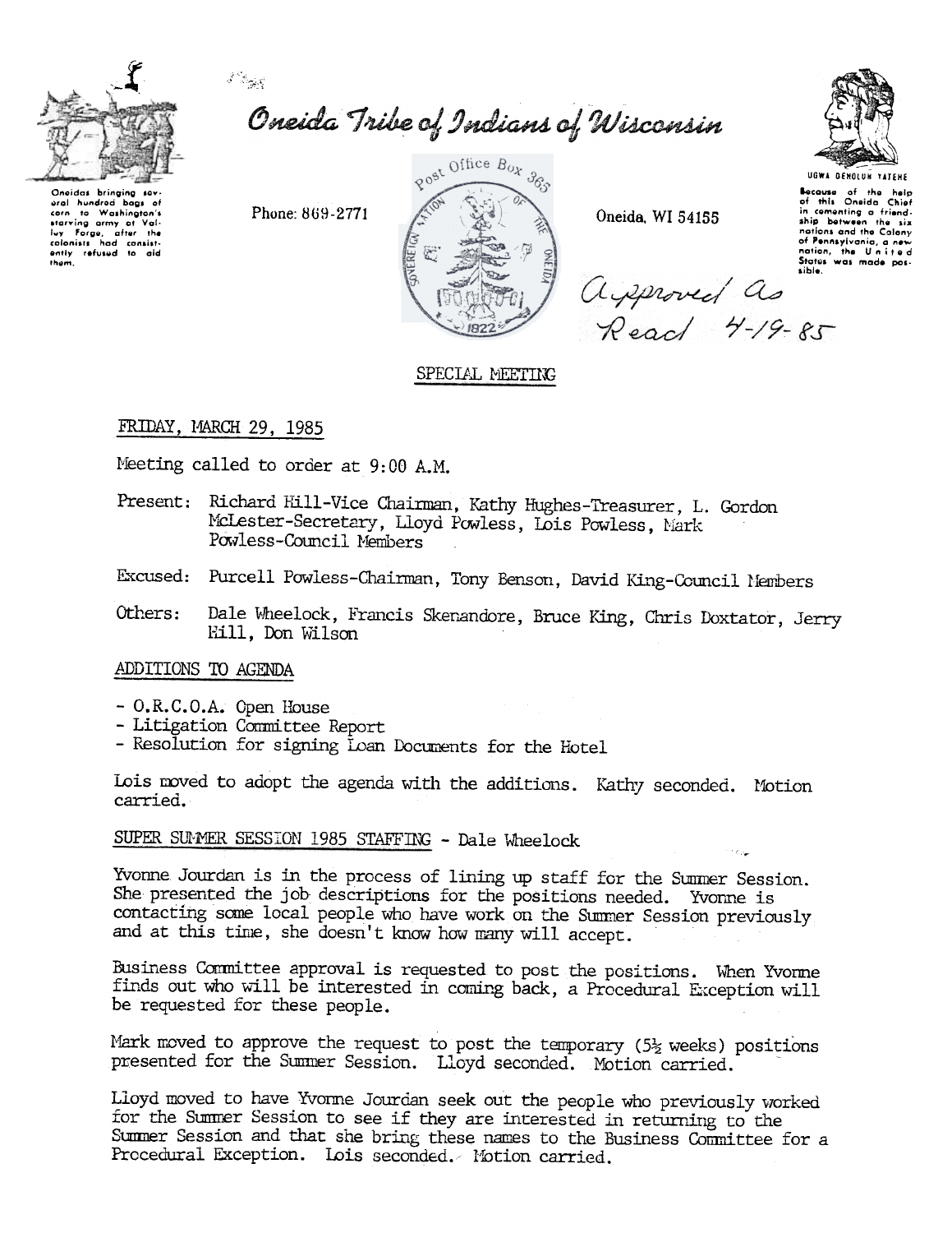# Oneida Tribe of Indians of Wisconsin

Oneidas bringing several hundred bags of corn to Washington's starving army at Valley Forge, after the colonists had consistently refused to aid them.

Phone: 869-2771

Post Office Box 365

Oneida, WI 54155

UGWA DEHOLUH YATEHE

Because of the help of this Oneida Chief in cementing a friendship between the six nations and the Colony of Pennsylvania, a new nation, the United States was made possible.

Approved as Read 4-19-85

## SPECIAL MEETING

FRIDAY, MARCH 29, 1985

Meeting called to order at 9:00 A.M.

Present: Richard Hill-Vice Chairman, Kathy Hughes-Treasurer, L. Gordon McLester-Secretary, Lloyd Powless, Lois Powless, Mark Powless-Council Members

Excused: Purcell Powless-Chairman, Tony Benson, David King-Council Members

Others: Dale Wheelock, Francis Skenandore, Bruce King, Chris Doxtator, Jerry Hill, Don Wilson

### ADDITIONS TO AGENDA

- O.R.C.O.A. Open House
- Litigation Committee Report
- Resolution for signing Loan Documents for the Hotel

Lois moved to adopt the agenda with the additions. Kathy seconded. Motion carried.

### SUPER SUMMER SESSION 1985 STAFFING - Dale Wheelock

Yvonne Jourdan is in the process of lining up staff for the Summer Session. She presented the job descriptions for the positions needed. Yvonne is contacting some local people who have work on the Summer Session previously and at this time, she doesn't know how many will accept.

Business Committee approval is requested to post the positions. When Yvonne finds out who will be interested in coming back, a Procedural Exception will be requested for these people.

Mark moved to approve the request to post the temporary (5½ weeks) positions presented for the Summer Session. Lloyd seconded. Motion carried.

Lloyd moved to have Yvonne Jourdan seek out the people who previously worked for the Summer Session to see if they are interested in returning to the Summer Session and that she bring these names to the Business Committee for a Procedural Exception. Lois seconded. Motion carried.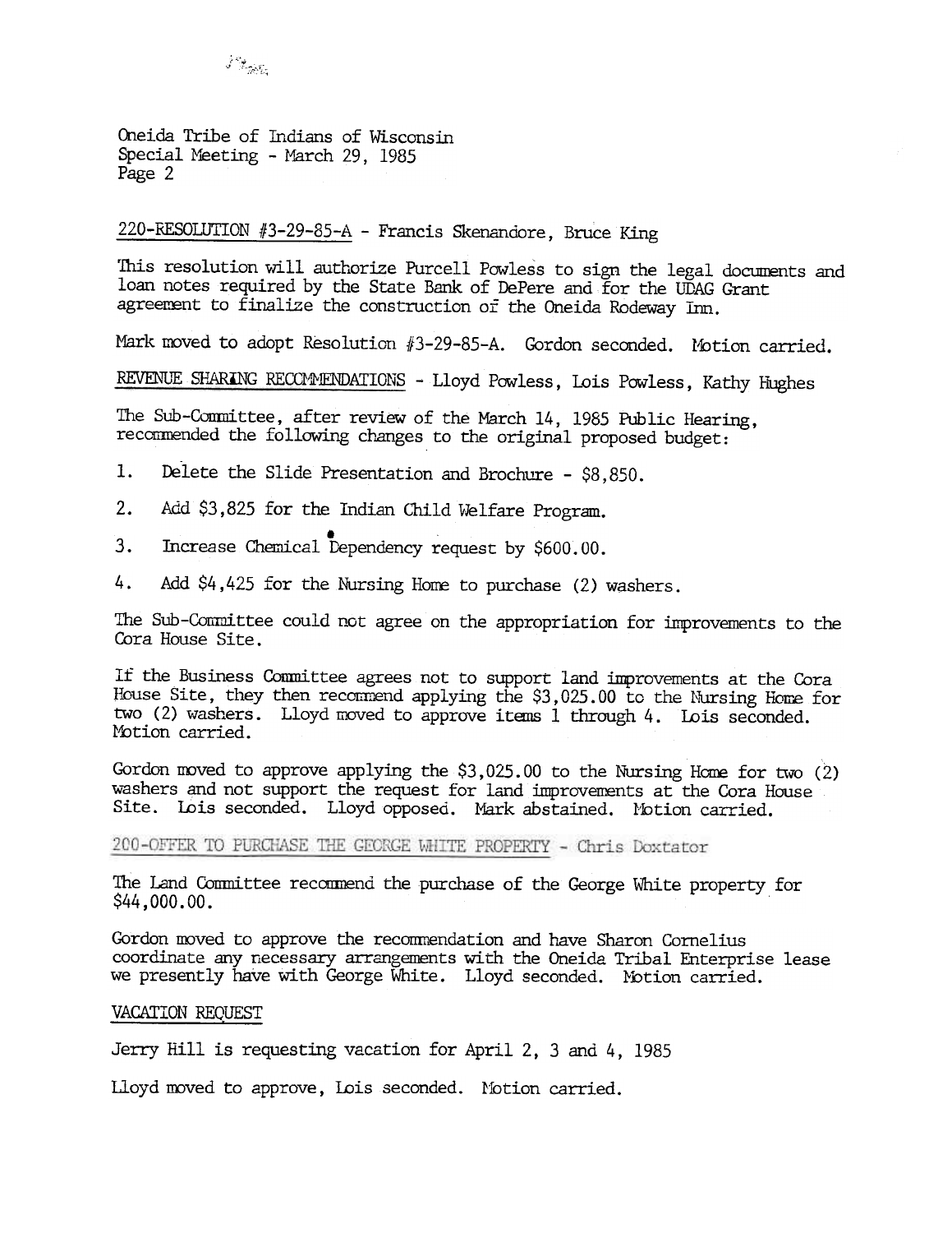Oneida Tribe of Indians of Wisconsin
Special Meeting - March 29, 1985
Page 2

220-RESOLUTION #3-29-85-A - Francis Skenandore, Bruce King

This resolution will authorize Purcell Powless to sign the legal documents and loan notes required by the State Bank of DePere and for the UDAG Grant agreement to finalize the construction of the Oneida Rodeway Inn.

Mark moved to adopt Resolution #3-29-85-A. Gordon seconded. Motion carried.

REVENUE SHARING RECOMMENDATIONS - Lloyd Powless, Lois Powless, Kathy Hughes

The Sub-Committee, after review of the March 14, 1985 Public Hearing, recommended the following changes to the original proposed budget:

1. Delete the Slide Presentation and Brochure - $8,850.
2. Add $3,825 for the Indian Child Welfare Program.
3. Increase Chemical Dependency request by $600.00.
4. Add $4,425 for the Nursing Home to purchase (2) washers.

The Sub-Committee could not agree on the appropriation for improvements to the Cora House Site.

If the Business Committee agrees not to support land improvements at the Cora House Site, they then recommend applying the $3,025.00 to the Nursing Home for two (2) washers. Lloyd moved to approve items 1 through 4. Lois seconded. Motion carried.

Gordon moved to approve applying the $3,025.00 to the Nursing Home for two (2) washers and not support the request for land improvements at the Cora House Site. Lois seconded. Lloyd opposed. Mark abstained. Motion carried.

200-OFFER TO PURCHASE THE GEORGE WHITE PROPERTY - Chris Doxtator

The Land Committee recommend the purchase of the George White property for $44,000.00.

Gordon moved to approve the recommendation and have Sharon Cornelius coordinate any necessary arrangements with the Oneida Tribal Enterprise lease we presently have with George White. Lloyd seconded. Motion carried.

VACATION REQUEST

Jerry Hill is requesting vacation for April 2, 3 and 4, 1985

Lloyd moved to approve, Lois seconded. Motion carried.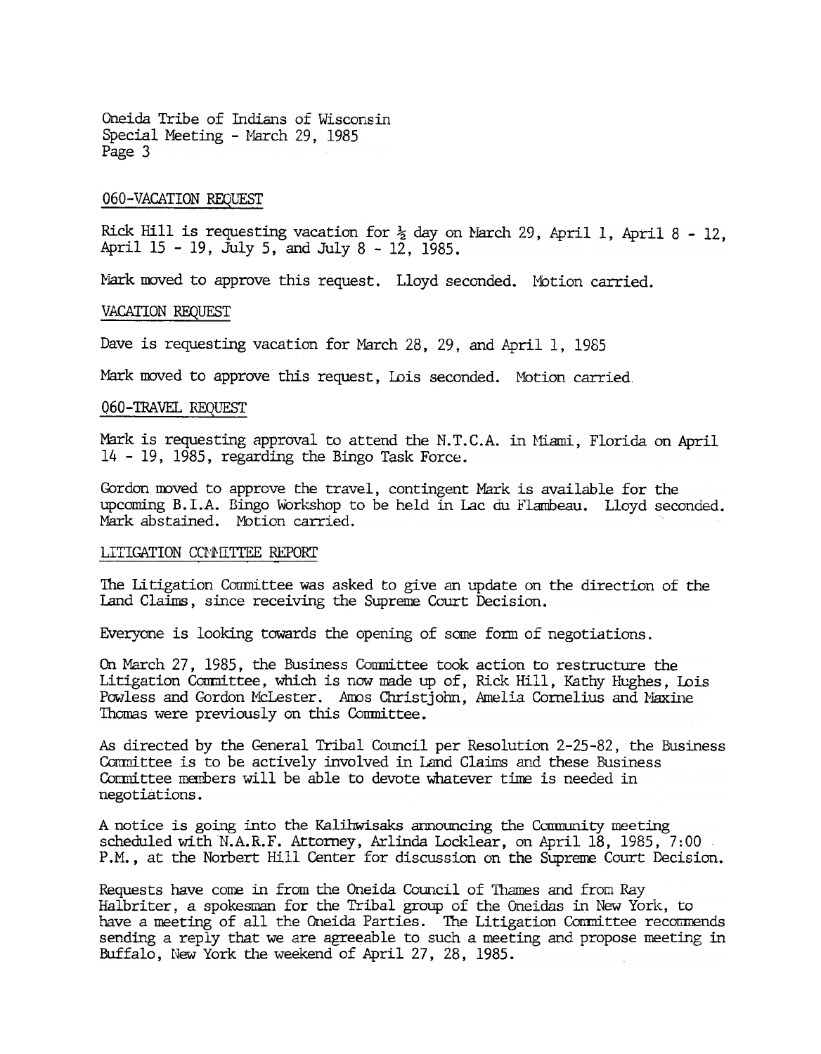Oneida Tribe of Indians of Wisconsin
Special Meeting - March 29, 1985
Page 3

060-VACATION REQUEST

Rick Hill is requesting vacation for ½ day on March 29, April 1, April 8 - 12, April 15 - 19, July 5, and July 8 - 12, 1985.

Mark moved to approve this request. Lloyd seconded. Motion carried.

VACATION REQUEST

Dave is requesting vacation for March 28, 29, and April 1, 1985

Mark moved to approve this request, Lois seconded. Motion carried.

060-TRAVEL REQUEST

Mark is requesting approval to attend the N.T.C.A. in Miami, Florida on April 14 - 19, 1985, regarding the Bingo Task Force.

Gordon moved to approve the travel, contingent Mark is available for the upcoming B.I.A. Bingo Workshop to be held in Lac du Flambeau. Lloyd seconded. Mark abstained. Motion carried.

LITIGATION COMMITTEE REPORT

The Litigation Committee was asked to give an update on the direction of the Land Claims, since receiving the Supreme Court Decision.

Everyone is looking towards the opening of some form of negotiations.

On March 27, 1985, the Business Committee took action to restructure the Litigation Committee, which is now made up of, Rick Hill, Kathy Hughes, Lois Powless and Gordon McLester. Amos Christjohn, Amelia Cornelius and Maxine Thomas were previously on this Committee.

As directed by the General Tribal Council per Resolution 2-25-82, the Business Committee is to be actively involved in Land Claims and these Business Committee members will be able to devote whatever time is needed in negotiations.

A notice is going into the Kalihwisaks announcing the Community meeting scheduled with N.A.R.F. Attorney, Arlinda Locklear, on April 18, 1985, 7:00 P.M., at the Norbert Hill Center for discussion on the Supreme Court Decision.

Requests have come in from the Oneida Council of Thames and from Ray Halbriter, a spokesman for the Tribal group of the Oneidas in New York, to have a meeting of all the Oneida Parties. The Litigation Committee recommends sending a reply that we are agreeable to such a meeting and propose meeting in Buffalo, New York the weekend of April 27, 28, 1985.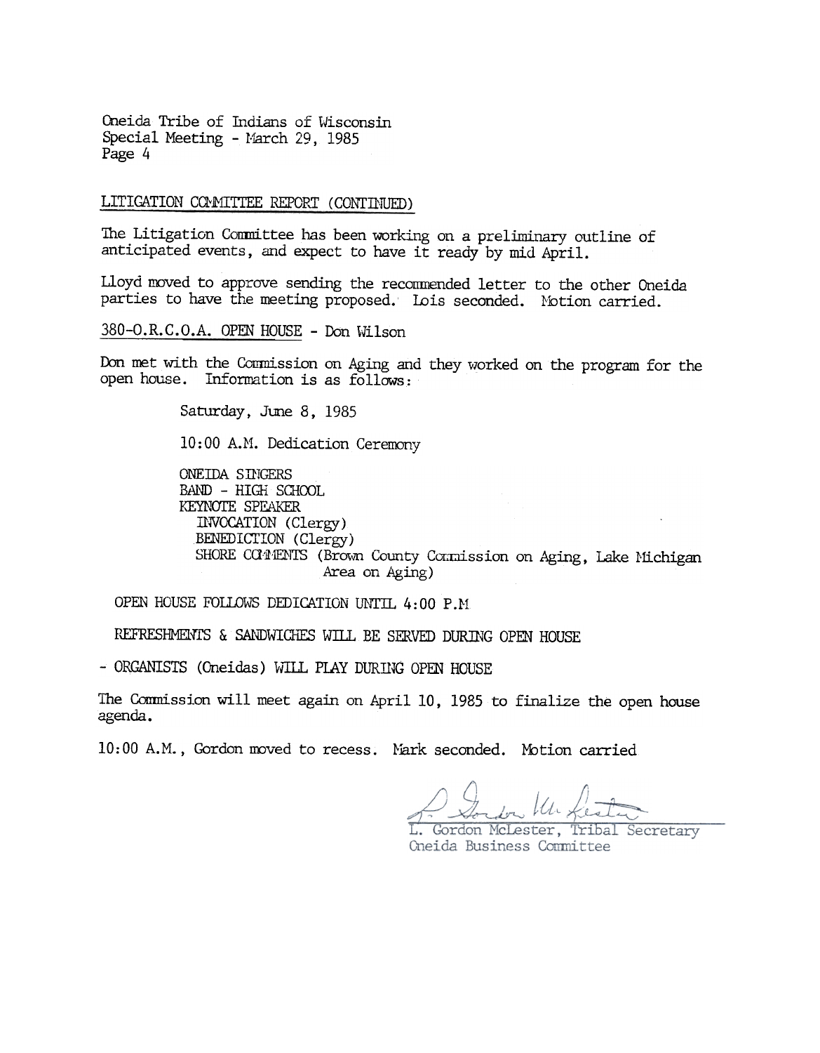Oneida Tribe of Indians of Wisconsin
Special Meeting - March 29, 1985
Page 4

LITIGATION COMMITTEE REPORT (CONTINUED)

The Litigation Committee has been working on a preliminary outline of anticipated events, and expect to have it ready by mid April.

Lloyd moved to approve sending the recommended letter to the other Oneida parties to have the meeting proposed. Lois seconded. Motion carried.

380-O.R.C.O.A. OPEN HOUSE - Don Wilson

Don met with the Commission on Aging and they worked on the program for the open house. Information is as follows:

Saturday, June 8, 1985

10:00 A.M. Dedication Ceremony

ONEIDA SINGERS
BAND - HIGH SCHOOL
KEYNOTE SPEAKER
INVOCATION (Clergy)
BENEDICTION (Clergy)
SHORE COMMENTS (Brown County Commission on Aging, Lake Michigan Area on Aging)

OPEN HOUSE FOLLOWS DEDICATION UNTIL 4:00 P.M

REFRESHMENTS & SANDWICHES WILL BE SERVED DURING OPEN HOUSE

- ORGANISTS (Oneidas) WILL PLAY DURING OPEN HOUSE

The Commission will meet again on April 10, 1985 to finalize the open house agenda.

10:00 A.M., Gordon moved to recess. Mark seconded. Motion carried

L. Gordon McLester, Tribal Secretary
Oneida Business Committee